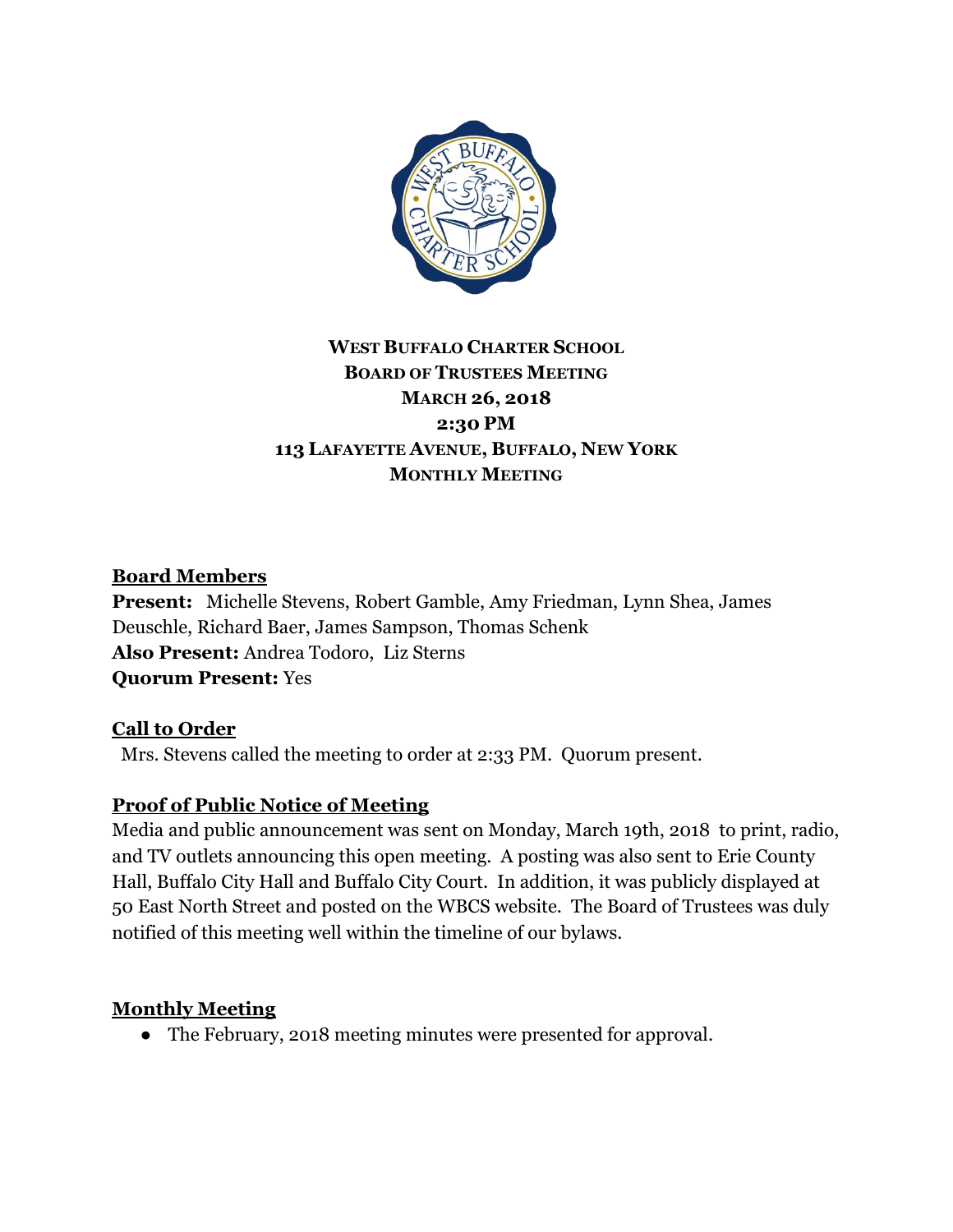**West Buffalo Charter School**
**Board of Trustees Meeting**
**March 26, 2018**
**2:30 PM**
**113 Lafayette Avenue, Buffalo, New York**
**Monthly Meeting**

## Board Members

**Present:** Michelle Stevens, Robert Gamble, Amy Friedman, Lynn Shea, James Deuschle, Richard Baer, James Sampson, Thomas Schenk
**Also Present:** Andrea Todoro, Liz Sterns
**Quorum Present:** Yes

## Call to Order

Mrs. Stevens called the meeting to order at 2:33 PM. Quorum present.

## Proof of Public Notice of Meeting

Media and public announcement was sent on Monday, March 19th, 2018 to print, radio, and TV outlets announcing this open meeting. A posting was also sent to Erie County Hall, Buffalo City Hall and Buffalo City Court. In addition, it was publicly displayed at 50 East North Street and posted on the WBCS website. The Board of Trustees was duly notified of this meeting well within the timeline of our bylaws.

## Monthly Meeting

- The February, 2018 meeting minutes were presented for approval.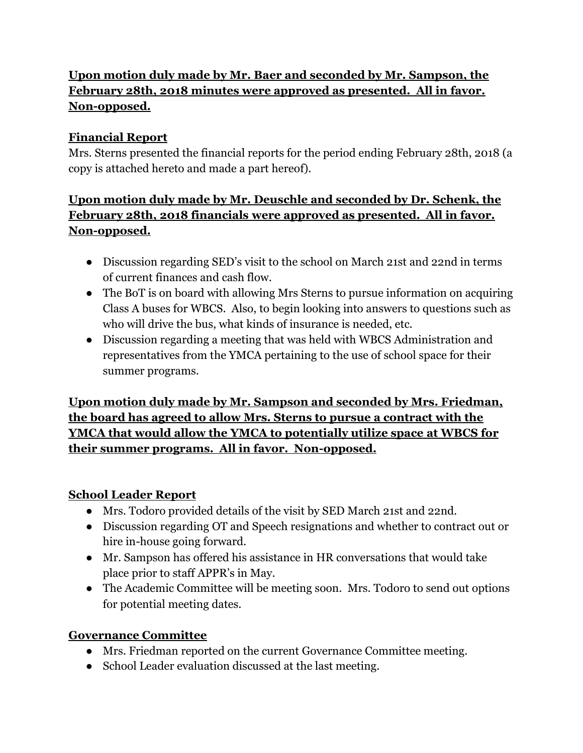**Upon motion duly made by Mr. Baer and seconded by Mr. Sampson, the February 28th, 2018 minutes were approved as presented. All in favor. Non-opposed.**

**Financial Report**

Mrs. Sterns presented the financial reports for the period ending February 28th, 2018 (a copy is attached hereto and made a part hereof).

**Upon motion duly made by Mr. Deuschle and seconded by Dr. Schenk, the February 28th, 2018 financials were approved as presented. All in favor. Non-opposed.**

- Discussion regarding SED's visit to the school on March 21st and 22nd in terms of current finances and cash flow.
- The BoT is on board with allowing Mrs Sterns to pursue information on acquiring Class A buses for WBCS. Also, to begin looking into answers to questions such as who will drive the bus, what kinds of insurance is needed, etc.
- Discussion regarding a meeting that was held with WBCS Administration and representatives from the YMCA pertaining to the use of school space for their summer programs.

**Upon motion duly made by Mr. Sampson and seconded by Mrs. Friedman, the board has agreed to allow Mrs. Sterns to pursue a contract with the YMCA that would allow the YMCA to potentially utilize space at WBCS for their summer programs. All in favor. Non-opposed.**

**School Leader Report**

- Mrs. Todoro provided details of the visit by SED March 21st and 22nd.
- Discussion regarding OT and Speech resignations and whether to contract out or hire in-house going forward.
- Mr. Sampson has offered his assistance in HR conversations that would take place prior to staff APPR's in May.
- The Academic Committee will be meeting soon. Mrs. Todoro to send out options for potential meeting dates.

**Governance Committee**

- Mrs. Friedman reported on the current Governance Committee meeting.
- School Leader evaluation discussed at the last meeting.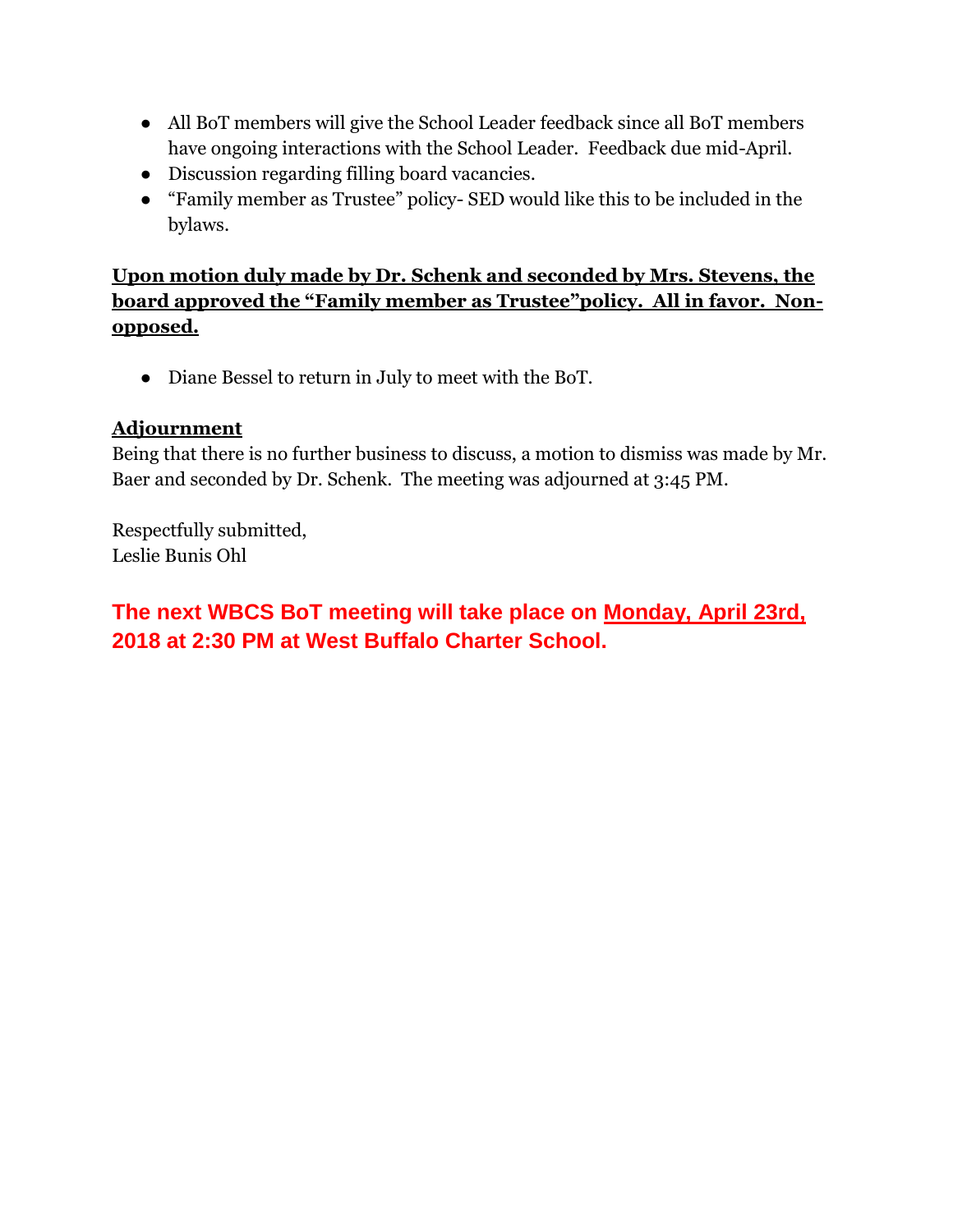- All BoT members will give the School Leader feedback since all BoT members have ongoing interactions with the School Leader. Feedback due mid-April.
- Discussion regarding filling board vacancies.
- “Family member as Trustee” policy- SED would like this to be included in the bylaws.

**Upon motion duly made by Dr. Schenk and seconded by Mrs. Stevens, the board approved the “Family member as Trustee”policy. All in favor. Non-opposed.**

- Diane Bessel to return in July to meet with the BoT.

**Adjournment**

Being that there is no further business to discuss, a motion to dismiss was made by Mr. Baer and seconded by Dr. Schenk. The meeting was adjourned at 3:45 PM.

Respectfully submitted,
Leslie Bunis Ohl

**The next WBCS BoT meeting will take place on Monday, April 23rd, 2018 at 2:30 PM at West Buffalo Charter School.**